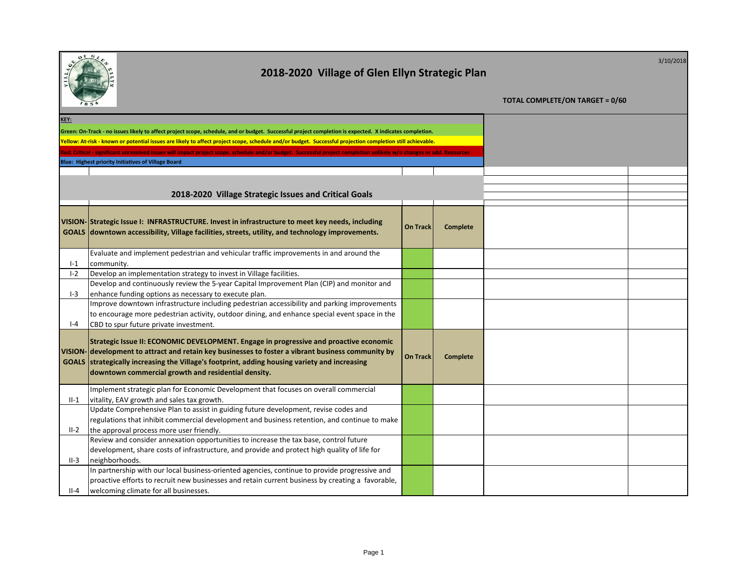# 2018-2020 Village of Glen Ellyn Strategic Plan

3/10/2018

**TOTAL COMPLETE/ON TARGET = 0/60**

**KEY:**

**Green: On-Track - no issues likely to affect project scope, schedule, and or budget. Successful project completion is expected. X indicates completion.**

**Yellow: At-risk - known or potential issues are likely to affect project scope, schedule and/or budget. Successful projection completion still achievable.**

**Red: Critical - significant unresolved issues will impact project scope, schedule and/or budget. Successful project completion unlikely w/o changes or add. Resources**

**Blue: Highest priority Initiatives of Village Board**

## 2018-2020 Village Strategic Issues and Critical Goals

| | | | | | |
|---|---|---|---|---|---|
| **VISION-GOALS** | **Strategic Issue I: INFRASTRUCTURE. Invest in infrastructure to meet key needs, including downtown accessibility, Village facilities, streets, utility, and technology improvements.** | **On Track** | **Complete** | | |
| I-1 | Evaluate and implement pedestrian and vehicular traffic improvements in and around the community. | | | | |
| I-2 | Develop an implementation strategy to invest in Village facilities. | | | | |
| I-3 | Develop and continuously review the 5-year Capital Improvement Plan (CIP) and monitor and enhance funding options as necessary to execute plan. | | | | |
| I-4 | Improve downtown infrastructure including pedestrian accessibility and parking improvements to encourage more pedestrian activity, outdoor dining, and enhance special event space in the CBD to spur future private investment. | | | | |
| **VISION-GOALS** | **Strategic Issue II: ECONOMIC DEVELOPMENT. Engage in progressive and proactive economic development to attract and retain key businesses to foster a vibrant business community by strategically increasing the Village's footprint, adding housing variety and increasing downtown commercial growth and residential density.** | **On Track** | **Complete** | | |
| II-1 | Implement strategic plan for Economic Development that focuses on overall commercial vitality, EAV growth and sales tax growth. | | | | |
| II-2 | Update Comprehensive Plan to assist in guiding future development, revise codes and regulations that inhibit commercial development and business retention, and continue to make the approval process more user friendly. | | | | |
| II-3 | Review and consider annexation opportunities to increase the tax base, control future development, share costs of infrastructure, and provide and protect high quality of life for neighborhoods. | | | | |
| II-4 | In partnership with our local business-oriented agencies, continue to provide progressive and proactive efforts to recruit new businesses and retain current business by creating a favorable, welcoming climate for all businesses. | | | | |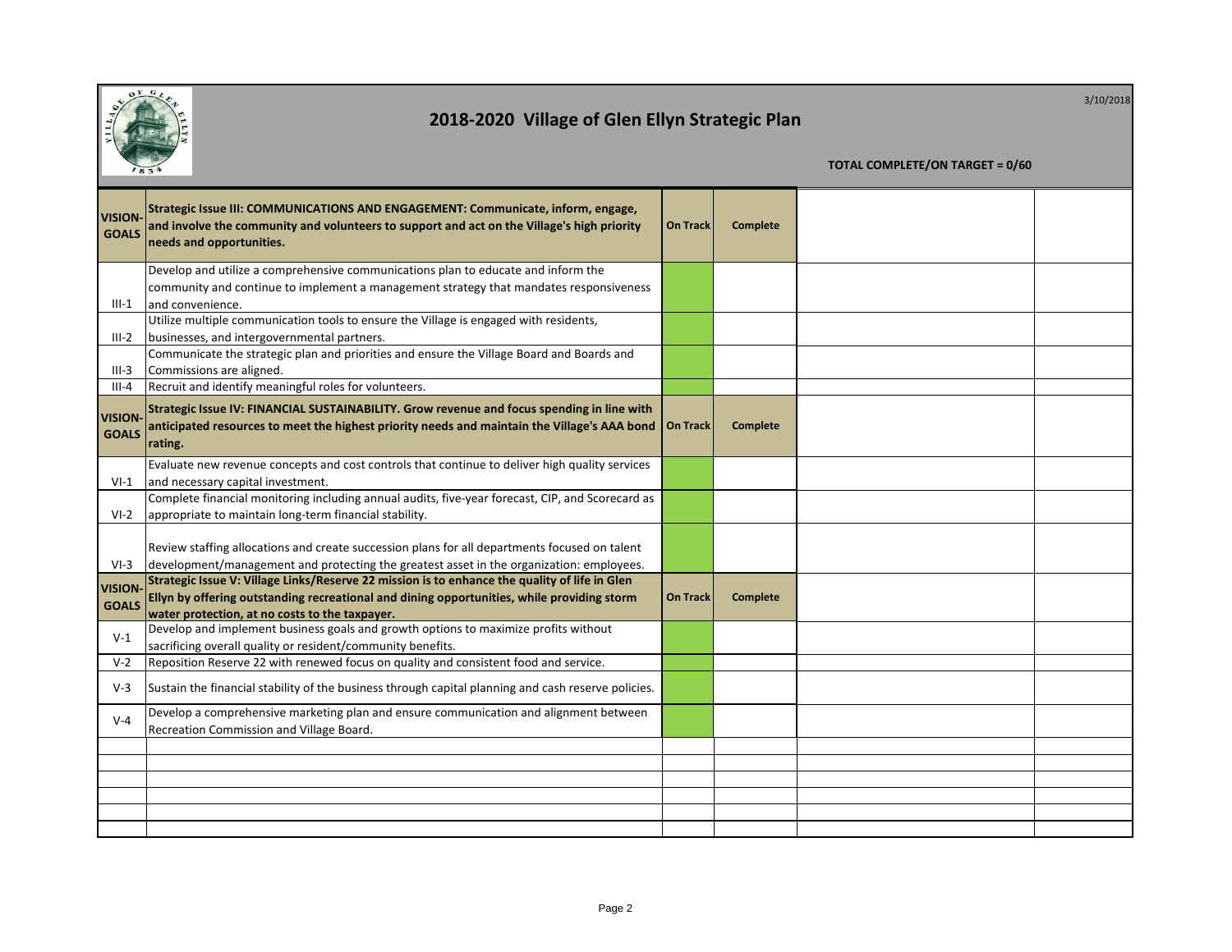# 2018-2020 Village of Glen Ellyn Strategic Plan

3/10/2018

**TOTAL COMPLETE/ON TARGET = 0/60**

| VISION-GOALS | Strategic Issue III: COMMUNICATIONS AND ENGAGEMENT: Communicate, inform, engage, and involve the community and volunteers to support and act on the Village's high priority needs and opportunities. | On Track | Complete | | |
|---|---|---|---|---|---|
| III-1 | Develop and utilize a comprehensive communications plan to educate and inform the community and continue to implement a management strategy that mandates responsiveness and convenience. | | | | |
| III-2 | Utilize multiple communication tools to ensure the Village is engaged with residents, businesses, and intergovernmental partners. | | | | |
| III-3 | Communicate the strategic plan and priorities and ensure the Village Board and Boards and Commissions are aligned. | | | | |
| III-4 | Recruit and identify meaningful roles for volunteers. | | | | |
| **VISION-GOALS** | **Strategic Issue IV: FINANCIAL SUSTAINABILITY. Grow revenue and focus spending in line with anticipated resources to meet the highest priority needs and maintain the Village's AAA bond rating.** | **On Track** | **Complete** | | |
| VI-1 | Evaluate new revenue concepts and cost controls that continue to deliver high quality services and necessary capital investment. | | | | |
| VI-2 | Complete financial monitoring including annual audits, five-year forecast, CIP, and Scorecard as appropriate to maintain long-term financial stability. | | | | |
| VI-3 | Review staffing allocations and create succession plans for all departments focused on talent development/management and protecting the greatest asset in the organization: employees. | | | | |
| **VISION-GOALS** | **Strategic Issue V: Village Links/Reserve 22 mission is to enhance the quality of life in Glen Ellyn by offering outstanding recreational and dining opportunities, while providing storm water protection, at no costs to the taxpayer.** | **On Track** | **Complete** | | |
| V-1 | Develop and implement business goals and growth options to maximize profits without sacrificing overall quality or resident/community benefits. | | | | |
| V-2 | Reposition Reserve 22 with renewed focus on quality and consistent food and service. | | | | |
| V-3 | Sustain the financial stability of the business through capital planning and cash reserve policies. | | | | |
| V-4 | Develop a comprehensive marketing plan and ensure communication and alignment between Recreation Commission and Village Board. | | | | |
| | | | | | |
| | | | | | |
| | | | | | |
| | | | | | |
| | | | | | |
| | | | | | |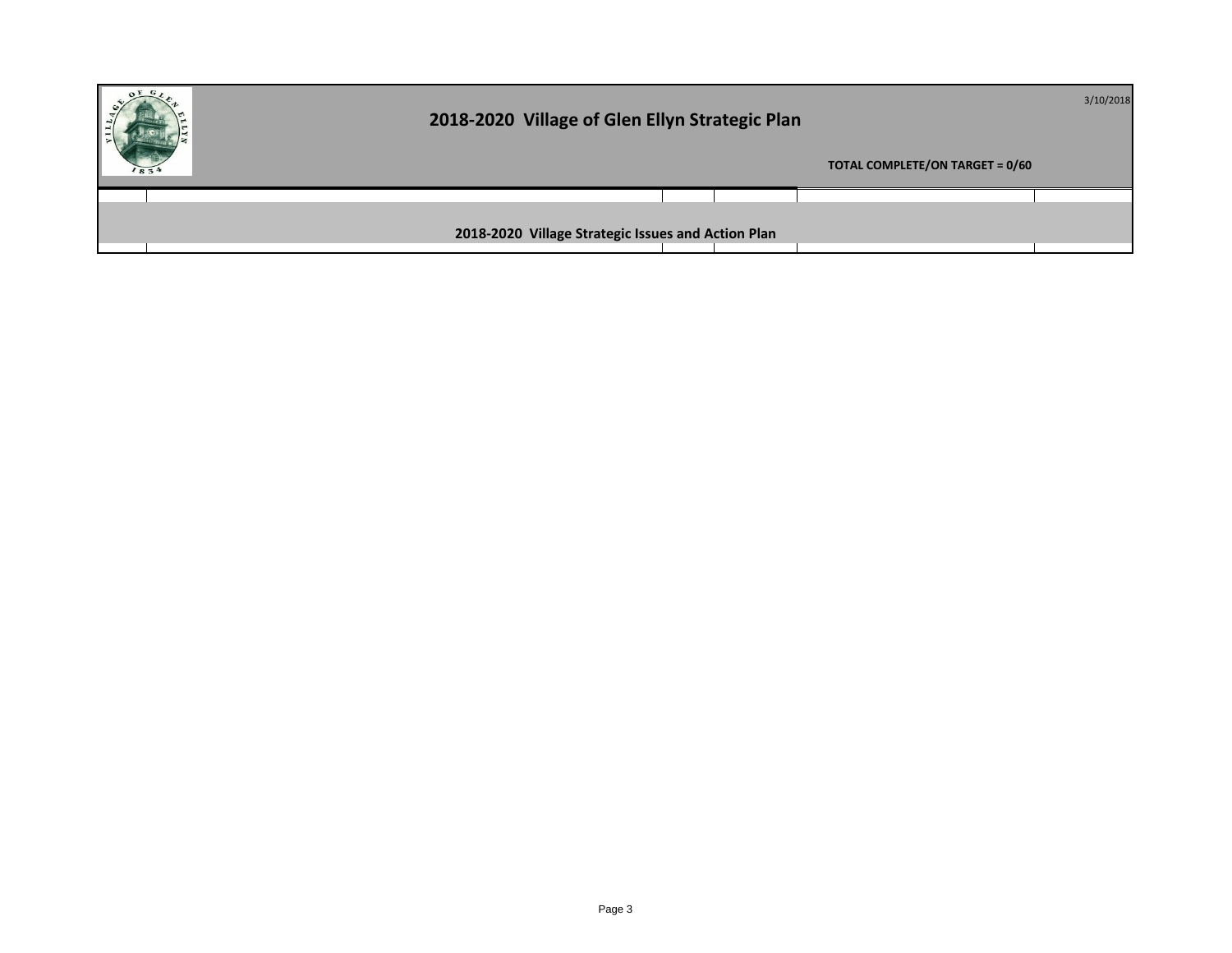# 2018-2020 Village of Glen Ellyn Strategic Plan

3/10/2018

**TOTAL COMPLETE/ON TARGET = 0/60**

**2018-2020 Village Strategic Issues and Action Plan**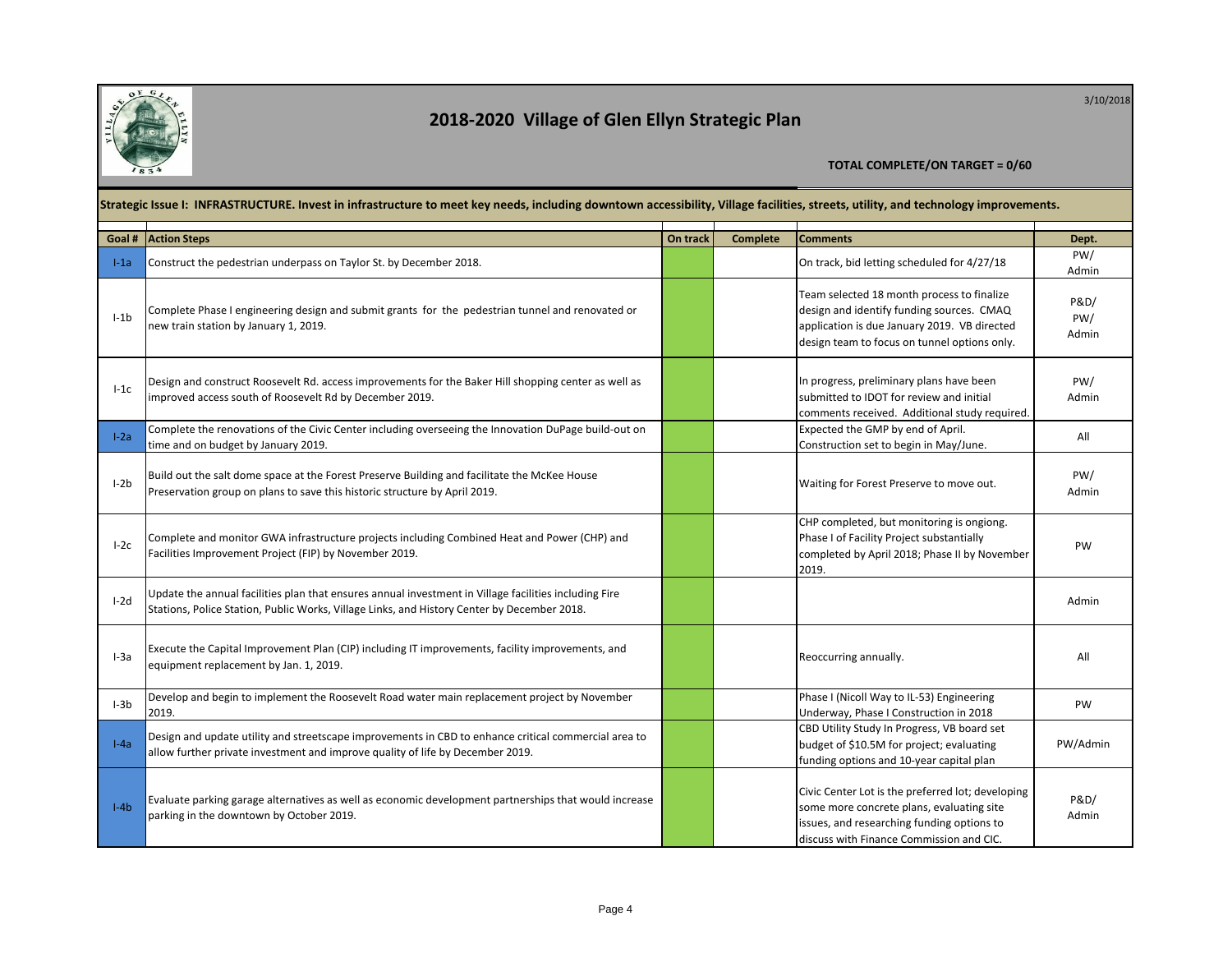# 2018-2020 Village of Glen Ellyn Strategic Plan

3/10/2018

**TOTAL COMPLETE/ON TARGET = 0/60**

**Strategic Issue I: INFRASTRUCTURE. Invest in infrastructure to meet key needs, including downtown accessibility, Village facilities, streets, utility, and technology improvements.**

| Goal # | Action Steps | On track | Complete | Comments | Dept. |
|---|---|---|---|---|---|
| I-1a | Construct the pedestrian underpass on Taylor St. by December 2018. | | | On track, bid letting scheduled for 4/27/18 | PW/ Admin |
| I-1b | Complete Phase I engineering design and submit grants for the pedestrian tunnel and renovated or new train station by January 1, 2019. | | | Team selected 18 month process to finalize design and identify funding sources. CMAQ application is due January 2019. VB directed design team to focus on tunnel options only. | P&D/ PW/ Admin |
| I-1c | Design and construct Roosevelt Rd. access improvements for the Baker Hill shopping center as well as improved access south of Roosevelt Rd by December 2019. | | | In progress, preliminary plans have been submitted to IDOT for review and initial comments received. Additional study required. | PW/ Admin |
| I-2a | Complete the renovations of the Civic Center including overseeing the Innovation DuPage build-out on time and on budget by January 2019. | | | Expected the GMP by end of April. Construction set to begin in May/June. | All |
| I-2b | Build out the salt dome space at the Forest Preserve Building and facilitate the McKee House Preservation group on plans to save this historic structure by April 2019. | | | Waiting for Forest Preserve to move out. | PW/ Admin |
| I-2c | Complete and monitor GWA infrastructure projects including Combined Heat and Power (CHP) and Facilities Improvement Project (FIP) by November 2019. | | | CHP completed, but monitoring is ongiong. Phase I of Facility Project substantially completed by April 2018; Phase II by November 2019. | PW |
| I-2d | Update the annual facilities plan that ensures annual investment in Village facilities including Fire Stations, Police Station, Public Works, Village Links, and History Center by December 2018. | | | | Admin |
| I-3a | Execute the Capital Improvement Plan (CIP) including IT improvements, facility improvements, and equipment replacement by Jan. 1, 2019. | | | Reoccurring annually. | All |
| I-3b | Develop and begin to implement the Roosevelt Road water main replacement project by November 2019. | | | Phase I (Nicoll Way to IL-53) Engineering Underway, Phase I Construction in 2018 | PW |
| I-4a | Design and update utility and streetscape improvements in CBD to enhance critical commercial area to allow further private investment and improve quality of life by December 2019. | | | CBD Utility Study In Progress, VB board set budget of $10.5M for project; evaluating funding options and 10-year capital plan | PW/Admin |
| I-4b | Evaluate parking garage alternatives as well as economic development partnerships that would increase parking in the downtown by October 2019. | | | Civic Center Lot is the preferred lot; developing some more concrete plans, evaluating site issues, and researching funding options to discuss with Finance Commission and CIC. | P&D/ Admin |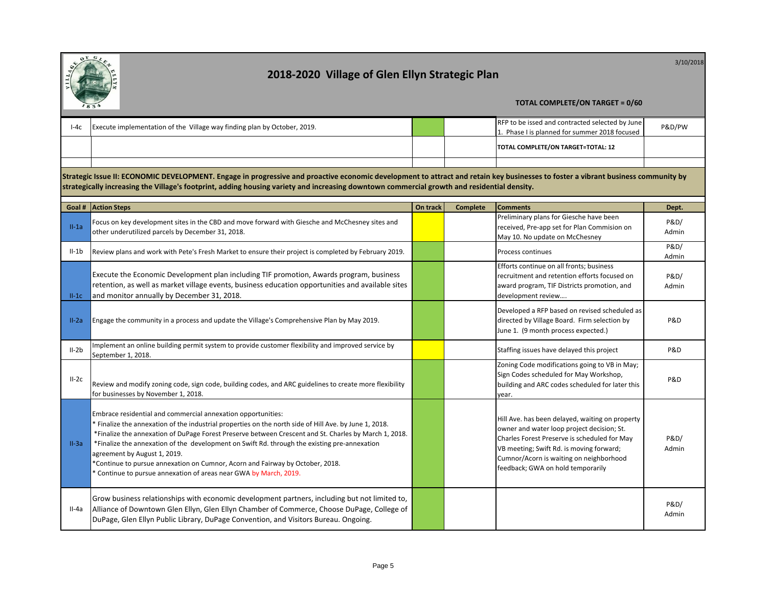# 2018-2020 Village of Glen Ellyn Strategic Plan

3/10/2018

**TOTAL COMPLETE/ON TARGET = 0/60**

| | | | | | |
|---|---|---|---|---|---|
| I-4c | Execute implementation of the Village way finding plan by October, 2019. | | | RFP to be issed and contracted selected by June 1. Phase I is planned for summer 2018 focused | P&D/PW |
| | | | | TOTAL COMPLETE/ON TARGET=TOTAL: 12 | |

**Strategic Issue II: ECONOMIC DEVELOPMENT. Engage in progressive and proactive economic development to attract and retain key businesses to foster a vibrant business community by strategically increasing the Village's footprint, adding housing variety and increasing downtown commercial growth and residential density.**

| Goal # | Action Steps | On track | Complete | Comments | Dept. |
|---|---|---|---|---|---|
| II-1a | Focus on key development sites in the CBD and move forward with Giesche and McChesney sites and other underutilized parcels by December 31, 2018. | | | Preliminary plans for Giesche have been received, Pre-app set for Plan Commision on May 10. No update on McChesney | P&D/ Admin |
| II-1b | Review plans and work with Pete's Fresh Market to ensure their project is completed by February 2019. | | | Process continues | P&D/ Admin |
| II-1c | Execute the Economic Development plan including TIF promotion, Awards program, business retention, as well as market village events, business education opportunities and available sites and monitor annually by December 31, 2018. | | | Efforts continue on all fronts; business recruitment and retention efforts focused on award program, TIF Districts promotion, and development review…. | P&D/ Admin |
| II-2a | Engage the community in a process and update the Village's Comprehensive Plan by May 2019. | | | Developed a RFP based on revised scheduled as directed by Village Board. Firm selection by June 1. (9 month process expected.) | P&D |
| II-2b | Implement an online building permit system to provide customer flexibility and improved service by September 1, 2018. | | | Staffing issues have delayed this project | P&D |
| II-2c | Review and modify zoning code, sign code, building codes, and ARC guidelines to create more flexibility for businesses by November 1, 2018. | | | Zoning Code modifications going to VB in May; Sign Codes scheduled for May Workshop, building and ARC codes scheduled for later this year. | P&D |
| II-3a | Embrace residential and commercial annexation opportunities:<br>* Finalize the annexation of the industrial properties on the north side of Hill Ave. by June 1, 2018.<br>*Finalize the annexation of DuPage Forest Preserve between Crescent and St. Charles by March 1, 2018.<br>*Finalize the annexation of the development on Swift Rd. through the existing pre-annexation agreement by August 1, 2019.<br>*Continue to pursue annexation on Cumnor, Acorn and Fairway by October, 2018.<br>* Continue to pursue annexation of areas near GWA by March, 2019. | | | Hill Ave. has been delayed, waiting on property owner and water loop project decision; St. Charles Forest Preserve is scheduled for May VB meeting; Swift Rd. is moving forward; Cumnor/Acorn is waiting on neighborhood feedback; GWA on hold temporarily | P&D/ Admin |
| II-4a | Grow business relationships with economic development partners, including but not limited to, Alliance of Downtown Glen Ellyn, Glen Ellyn Chamber of Commerce, Choose DuPage, College of DuPage, Glen Ellyn Public Library, DuPage Convention, and Visitors Bureau. Ongoing. | | | | P&D/ Admin |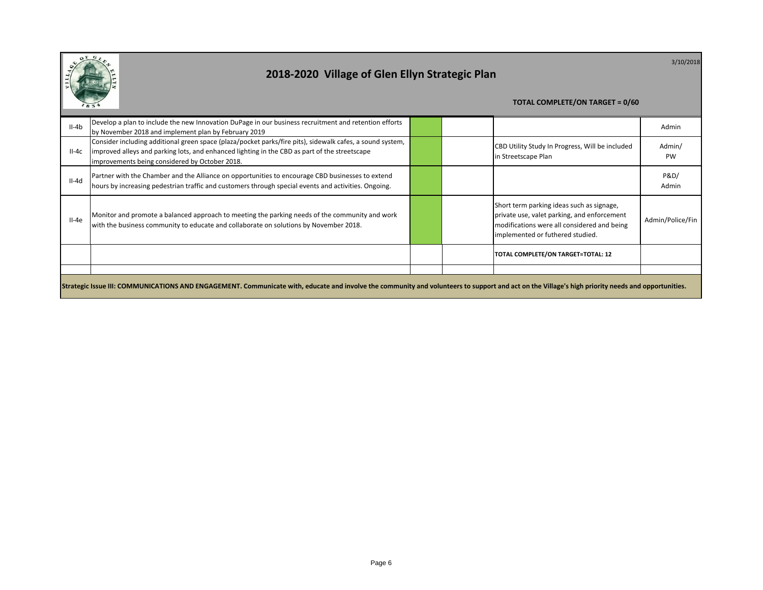# 2018-2020 Village of Glen Ellyn Strategic Plan

3/10/2018

**TOTAL COMPLETE/ON TARGET = 0/60**

| | | | | | |
|---|---|---|---|---|---|
| II-4b | Develop a plan to include the new Innovation DuPage in our business recruitment and retention efforts by November 2018 and implement plan by February 2019 | | | | Admin |
| II-4c | Consider including additional green space (plaza/pocket parks/fire pits), sidewalk cafes, a sound system, improved alleys and parking lots, and enhanced lighting in the CBD as part of the streetscape improvements being considered by October 2018. | | | CBD Utility Study In Progress, Will be included in Streetscape Plan | Admin/ PW |
| II-4d | Partner with the Chamber and the Alliance on opportunities to encourage CBD businesses to extend hours by increasing pedestrian traffic and customers through special events and activities. Ongoing. | | | | P&D/ Admin |
| II-4e | Monitor and promote a balanced approach to meeting the parking needs of the community and work with the business community to educate and collaborate on solutions by November 2018. | | | Short term parking ideas such as signage, private use, valet parking, and enforcement modifications were all considered and being implemented or futhered studied. | Admin/Police/Fin |
| | | | | **TOTAL COMPLETE/ON TARGET=TOTAL: 12** | |

**Strategic Issue III: COMMUNICATIONS AND ENGAGEMENT. Communicate with, educate and involve the community and volunteers to support and act on the Village's high priority needs and opportunities.**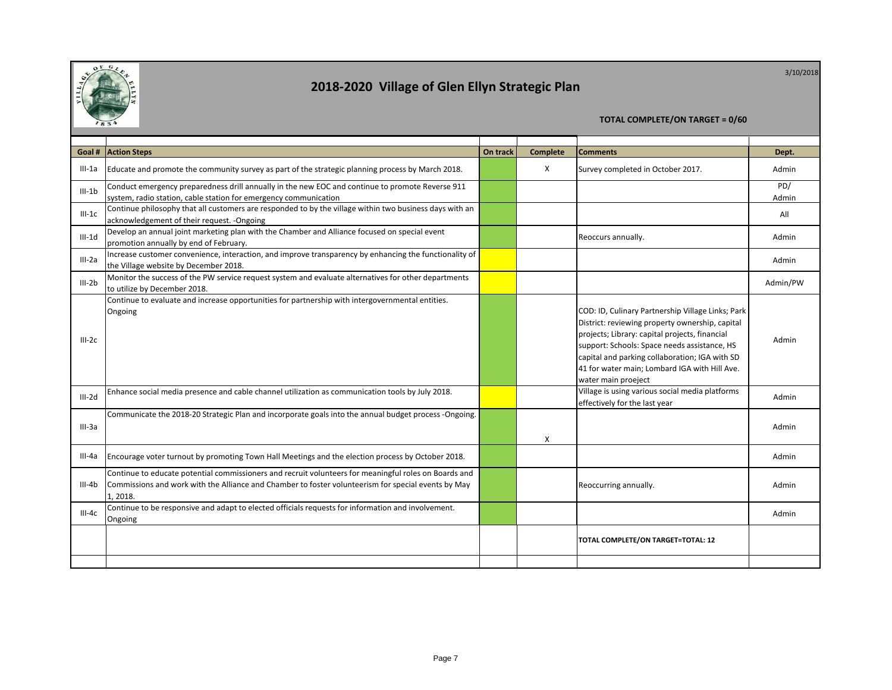# 2018-2020 Village of Glen Ellyn Strategic Plan

3/10/2018

**TOTAL COMPLETE/ON TARGET = 0/60**

| Goal # | Action Steps | On track | Complete | Comments | Dept. |
|---|---|---|---|---|---|
| III-1a | Educate and promote the community survey as part of the strategic planning process by March 2018. | | X | Survey completed in October 2017. | Admin |
| III-1b | Conduct emergency preparedness drill annually in the new EOC and continue to promote Reverse 911 system, radio station, cable station for emergency communication | | | | PD/ Admin |
| III-1c | Continue philosophy that all customers are responded to by the village within two business days with an acknowledgement of their request. -Ongoing | | | | All |
| III-1d | Develop an annual joint marketing plan with the Chamber and Alliance focused on special event promotion annually by end of February. | | | Reoccurs annually. | Admin |
| III-2a | Increase customer convenience, interaction, and improve transparency by enhancing the functionality of the Village website by December 2018. | | | | Admin |
| III-2b | Monitor the success of the PW service request system and evaluate alternatives for other departments to utilize by December 2018. | | | | Admin/PW |
| III-2c | Continue to evaluate and increase opportunities for partnership with intergovernmental entities. Ongoing | | | COD: ID, Culinary Partnership Village Links; Park District: reviewing property ownership, capital projects; Library: capital projects, financial support: Schools: Space needs assistance, HS capital and parking collaboration; IGA with SD 41 for water main; Lombard IGA with Hill Ave. water main proeject | Admin |
| III-2d | Enhance social media presence and cable channel utilization as communication tools by July 2018. | | | Village is using various social media platforms effectively for the last year | Admin |
| III-3a | Communicate the 2018-20 Strategic Plan and incorporate goals into the annual budget process -Ongoing. | | X | | Admin |
| III-4a | Encourage voter turnout by promoting Town Hall Meetings and the election process by October 2018. | | | | Admin |
| III-4b | Continue to educate potential commissioners and recruit volunteers for meaningful roles on Boards and Commissions and work with the Alliance and Chamber to foster volunteerism for special events by May 1, 2018. | | | Reoccurring annually. | Admin |
| III-4c | Continue to be responsive and adapt to elected officials requests for information and involvement. Ongoing | | | | Admin |
| | | | | **TOTAL COMPLETE/ON TARGET=TOTAL: 12** | |
| | | | | | |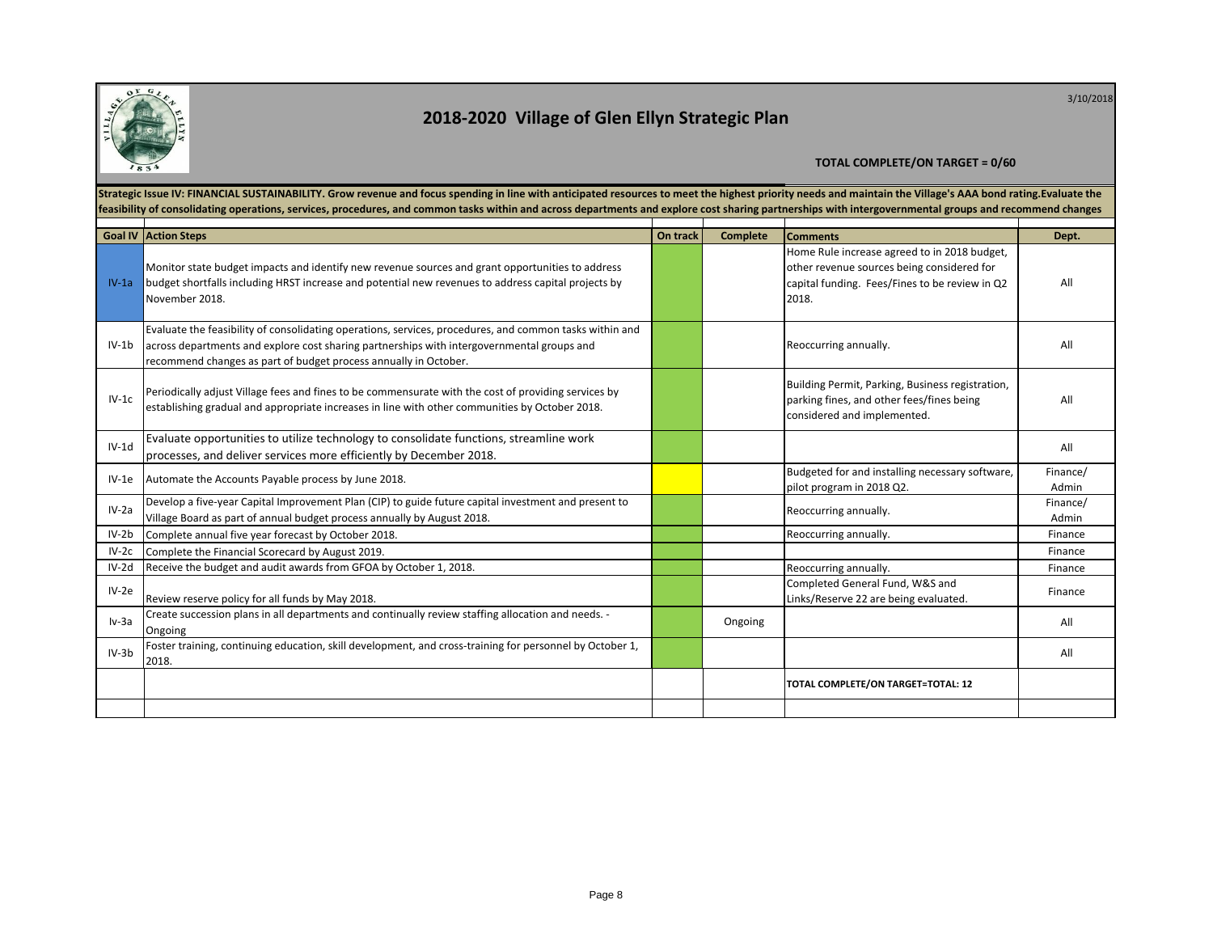# 2018-2020 Village of Glen Ellyn Strategic Plan

3/10/2018

**TOTAL COMPLETE/ON TARGET = 0/60**

**Strategic Issue IV: FINANCIAL SUSTAINABILITY. Grow revenue and focus spending in line with anticipated resources to meet the highest priority needs and maintain the Village's AAA bond rating.Evaluate the feasibility of consolidating operations, services, procedures, and common tasks within and across departments and explore cost sharing partnerships with intergovernmental groups and recommend changes**

| Goal IV | Action Steps | On track | Complete | Comments | Dept. |
|---|---|---|---|---|---|
| IV-1a | Monitor state budget impacts and identify new revenue sources and grant opportunities to address budget shortfalls including HRST increase and potential new revenues to address capital projects by November 2018. | | | Home Rule increase agreed to in 2018 budget, other revenue sources being considered for capital funding. Fees/Fines to be review in Q2 2018. | All |
| IV-1b | Evaluate the feasibility of consolidating operations, services, procedures, and common tasks within and across departments and explore cost sharing partnerships with intergovernmental groups and recommend changes as part of budget process annually in October. | | | Reoccurring annually. | All |
| IV-1c | Periodically adjust Village fees and fines to be commensurate with the cost of providing services by establishing gradual and appropriate increases in line with other communities by October 2018. | | | Building Permit, Parking, Business registration, parking fines, and other fees/fines being considered and implemented. | All |
| IV-1d | Evaluate opportunities to utilize technology to consolidate functions, streamline work processes, and deliver services more efficiently by December 2018. | | | | All |
| IV-1e | Automate the Accounts Payable process by June 2018. | | | Budgeted for and installing necessary software, pilot program in 2018 Q2. | Finance/ Admin |
| IV-2a | Develop a five-year Capital Improvement Plan (CIP) to guide future capital investment and present to Village Board as part of annual budget process annually by August 2018. | | | Reoccurring annually. | Finance/ Admin |
| IV-2b | Complete annual five year forecast by October 2018. | | | Reoccurring annually. | Finance |
| IV-2c | Complete the Financial Scorecard by August 2019. | | | | Finance |
| IV-2d | Receive the budget and audit awards from GFOA by October 1, 2018. | | | Reoccurring annually. | Finance |
| IV-2e | Review reserve policy for all funds by May 2018. | | | Completed General Fund, W&S and Links/Reserve 22 are being evaluated. | Finance |
| Iv-3a | Create succession plans in all departments and continually review staffing allocation and needs. - Ongoing | | Ongoing | | All |
| IV-3b | Foster training, continuing education, skill development, and cross-training for personnel by October 1, 2018. | | | | All |
| | | | | **TOTAL COMPLETE/ON TARGET=TOTAL: 12** | |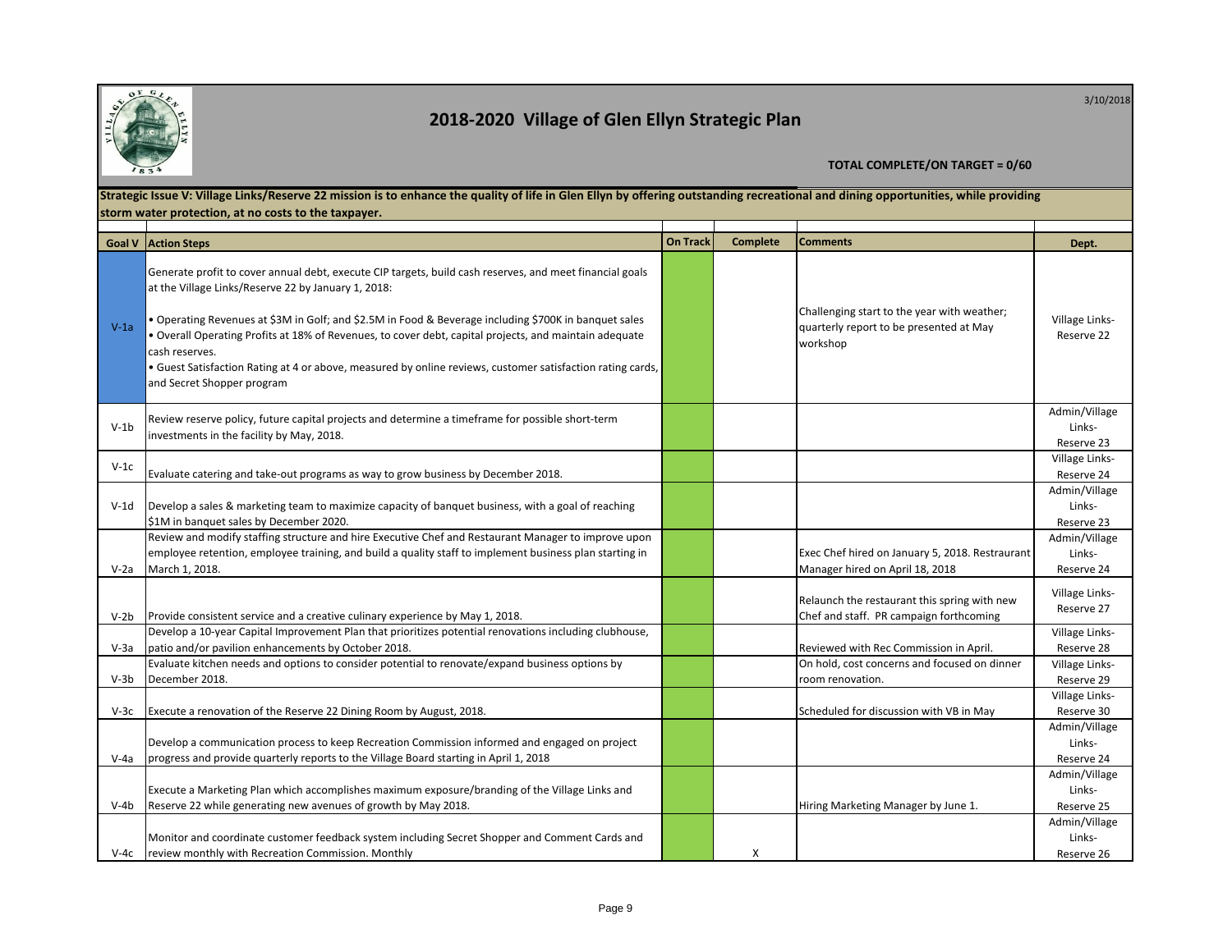# 2018-2020 Village of Glen Ellyn Strategic Plan

3/10/2018

**TOTAL COMPLETE/ON TARGET = 0/60**

**Strategic Issue V: Village Links/Reserve 22 mission is to enhance the quality of life in Glen Ellyn by offering outstanding recreational and dining opportunities, while providing storm water protection, at no costs to the taxpayer.**

| Goal V | Action Steps | On Track | Complete | Comments | Dept. |
|---|---|---|---|---|---|
| V-1a | Generate profit to cover annual debt, execute CIP targets, build cash reserves, and meet financial goals at the Village Links/Reserve 22 by January 1, 2018:<br><br>• Operating Revenues at $3M in Golf; and $2.5M in Food & Beverage including $700K in banquet sales<br>• Overall Operating Profits at 18% of Revenues, to cover debt, capital projects, and maintain adequate cash reserves.<br>• Guest Satisfaction Rating at 4 or above, measured by online reviews, customer satisfaction rating cards, and Secret Shopper program | | | Challenging start to the year with weather; quarterly report to be presented at May workshop | Village Links-Reserve 22 |
| V-1b | Review reserve policy, future capital projects and determine a timeframe for possible short-term investments in the facility by May, 2018. | | | | Admin/Village Links-Reserve 23 |
| V-1c | Evaluate catering and take-out programs as way to grow business by December 2018. | | | | Village Links-Reserve 24 |
| V-1d | Develop a sales & marketing team to maximize capacity of banquet business, with a goal of reaching $1M in banquet sales by December 2020. | | | | Admin/Village Links-Reserve 23 |
| V-2a | Review and modify staffing structure and hire Executive Chef and Restaurant Manager to improve upon employee retention, employee training, and build a quality staff to implement business plan starting in March 1, 2018. | | | Exec Chef hired on January 5, 2018. Restaurant Manager hired on April 18, 2018 | Admin/Village Links-Reserve 24 |
| V-2b | Provide consistent service and a creative culinary experience by May 1, 2018. | | | Relaunch the restaurant this spring with new Chef and staff. PR campaign forthcoming | Village Links-Reserve 27 |
| V-3a | Develop a 10-year Capital Improvement Plan that prioritizes potential renovations including clubhouse, patio and/or pavilion enhancements by October 2018. | | | Reviewed with Rec Commission in April. | Village Links-Reserve 28 |
| V-3b | Evaluate kitchen needs and options to consider potential to renovate/expand business options by December 2018. | | | On hold, cost concerns and focused on dinner room renovation. | Village Links-Reserve 29 |
| V-3c | Execute a renovation of the Reserve 22 Dining Room by August, 2018. | | | Scheduled for discussion with VB in May | Village Links-Reserve 30 |
| V-4a | Develop a communication process to keep Recreation Commission informed and engaged on project progress and provide quarterly reports to the Village Board starting in April 1, 2018 | | | | Admin/Village Links-Reserve 24 |
| V-4b | Execute a Marketing Plan which accomplishes maximum exposure/branding of the Village Links and Reserve 22 while generating new avenues of growth by May 2018. | | | Hiring Marketing Manager by June 1. | Admin/Village Links-Reserve 25 |
| V-4c | Monitor and coordinate customer feedback system including Secret Shopper and Comment Cards and review monthly with Recreation Commission. Monthly | | X | | Admin/Village Links-Reserve 26 |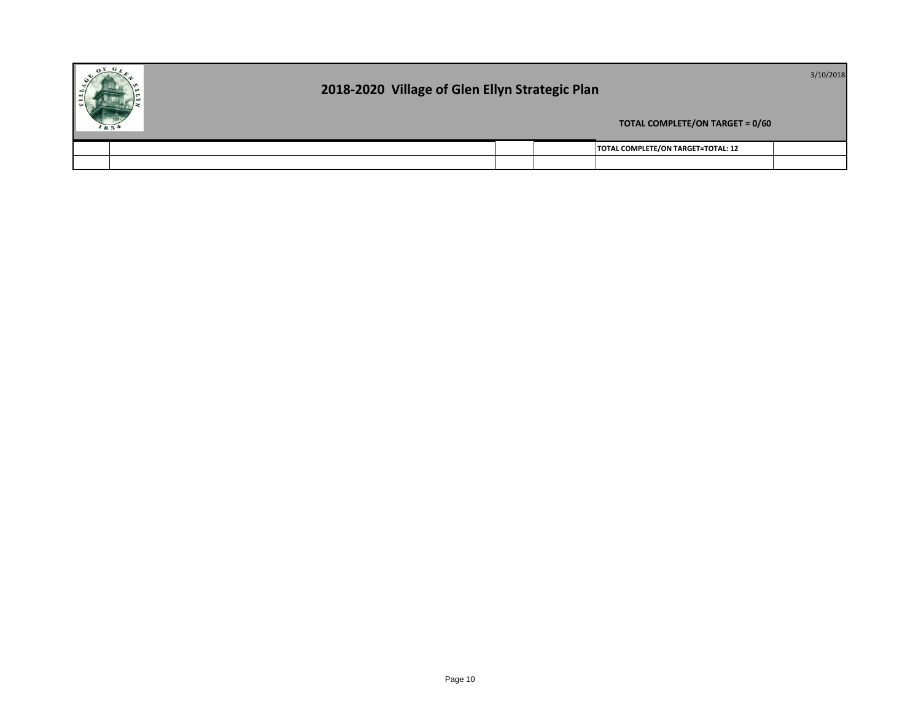# 2018-2020 Village of Glen Ellyn Strategic Plan

3/10/2018

**TOTAL COMPLETE/ON TARGET = 0/60**

| | | | | | |
|---|---|---|---|---|---|
| | | | | **TOTAL COMPLETE/ON TARGET=TOTAL: 12** | |
| | | | | | |